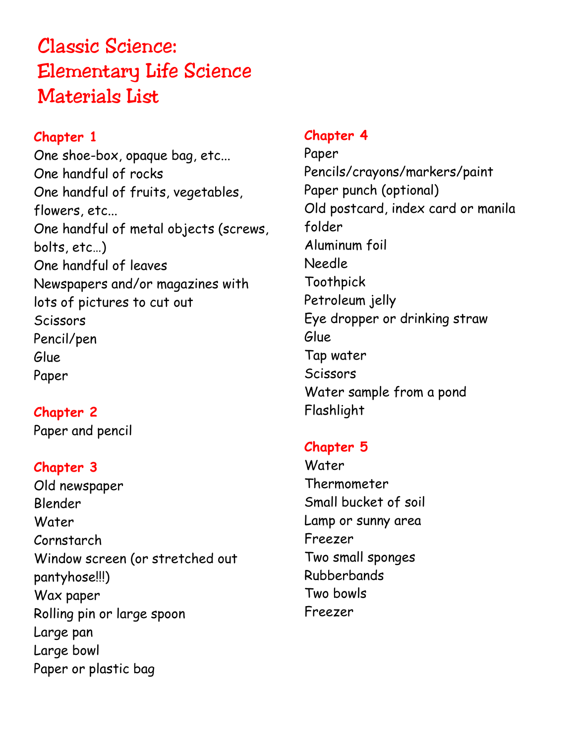# Classic Science: Elementary Life Science Materials List

## Chapter 1

One shoe-box, opaque bag, etc...
One handful of rocks
One handful of fruits, vegetables, flowers, etc...
One handful of metal objects (screws, bolts, etc…)
One handful of leaves
Newspapers and/or magazines with lots of pictures to cut out
Scissors
Pencil/pen
Glue
Paper

## Chapter 2

Paper and pencil

## Chapter 3

Old newspaper
Blender
Water
Cornstarch
Window screen (or stretched out pantyhose!!!)
Wax paper
Rolling pin or large spoon
Large pan
Large bowl
Paper or plastic bag

## Chapter 4

Paper
Pencils/crayons/markers/paint
Paper punch (optional)
Old postcard, index card or manila folder
Aluminum foil
Needle
Toothpick
Petroleum jelly
Eye dropper or drinking straw
Glue
Tap water
Scissors
Water sample from a pond
Flashlight

## Chapter 5

Water
Thermometer
Small bucket of soil
Lamp or sunny area
Freezer
Two small sponges
Rubberbands
Two bowls
Freezer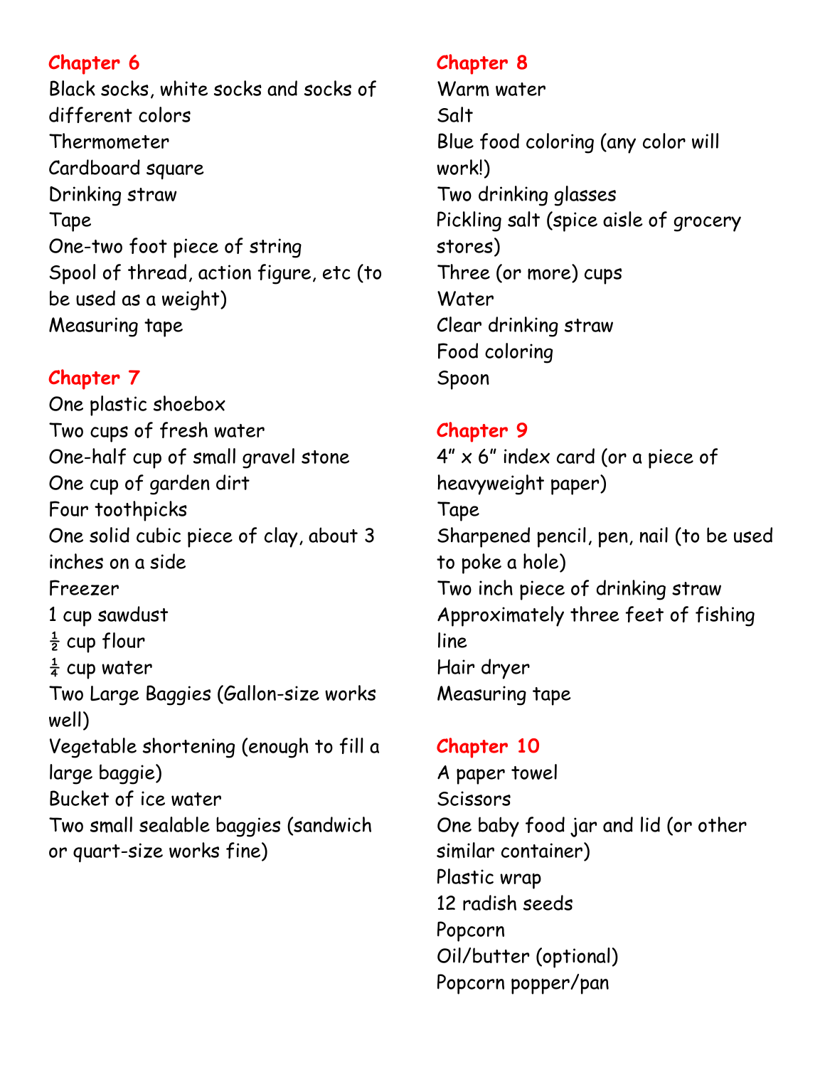## Chapter 6

Black socks, white socks and socks of different colors
Thermometer
Cardboard square
Drinking straw
Tape
One-two foot piece of string
Spool of thread, action figure, etc (to be used as a weight)
Measuring tape

## Chapter 7

One plastic shoebox
Two cups of fresh water
One-half cup of small gravel stone
One cup of garden dirt
Four toothpicks
One solid cubic piece of clay, about 3 inches on a side
Freezer
1 cup sawdust
½ cup flour
¼ cup water
Two Large Baggies (Gallon-size works well)
Vegetable shortening (enough to fill a large baggie)
Bucket of ice water
Two small sealable baggies (sandwich or quart-size works fine)

## Chapter 8

Warm water
Salt
Blue food coloring (any color will work!)
Two drinking glasses
Pickling salt (spice aisle of grocery stores)
Three (or more) cups
Water
Clear drinking straw
Food coloring
Spoon

## Chapter 9

4" x 6" index card (or a piece of heavyweight paper)
Tape
Sharpened pencil, pen, nail (to be used to poke a hole)
Two inch piece of drinking straw
Approximately three feet of fishing line
Hair dryer
Measuring tape

## Chapter 10

A paper towel
Scissors
One baby food jar and lid (or other similar container)
Plastic wrap
12 radish seeds
Popcorn
Oil/butter (optional)
Popcorn popper/pan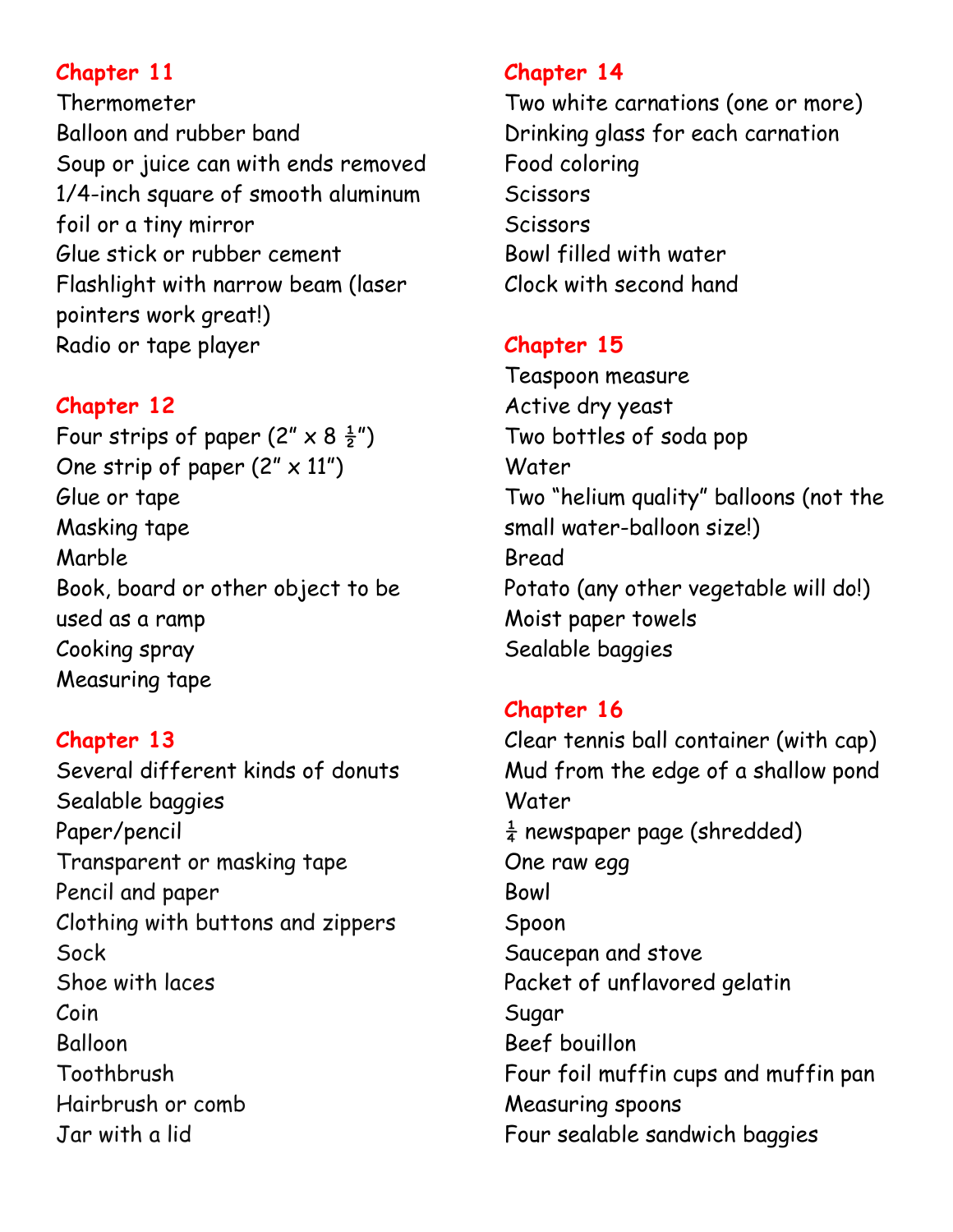## Chapter 11

Thermometer
Balloon and rubber band
Soup or juice can with ends removed
1/4-inch square of smooth aluminum foil or a tiny mirror
Glue stick or rubber cement
Flashlight with narrow beam (laser pointers work great!)
Radio or tape player

## Chapter 12

Four strips of paper (2" x 8 ½")
One strip of paper (2" x 11")
Glue or tape
Masking tape
Marble
Book, board or other object to be used as a ramp
Cooking spray
Measuring tape

## Chapter 13

Several different kinds of donuts
Sealable baggies
Paper/pencil
Transparent or masking tape
Pencil and paper
Clothing with buttons and zippers
Sock
Shoe with laces
Coin
Balloon
Toothbrush
Hairbrush or comb
Jar with a lid

## Chapter 14

Two white carnations (one or more)
Drinking glass for each carnation
Food coloring
Scissors
Scissors
Bowl filled with water
Clock with second hand

## Chapter 15

Teaspoon measure
Active dry yeast
Two bottles of soda pop
Water
Two "helium quality" balloons (not the small water-balloon size!)
Bread
Potato (any other vegetable will do!)
Moist paper towels
Sealable baggies

## Chapter 16

Clear tennis ball container (with cap)
Mud from the edge of a shallow pond
Water
¼ newspaper page (shredded)
One raw egg
Bowl
Spoon
Saucepan and stove
Packet of unflavored gelatin
Sugar
Beef bouillon
Four foil muffin cups and muffin pan
Measuring spoons
Four sealable sandwich baggies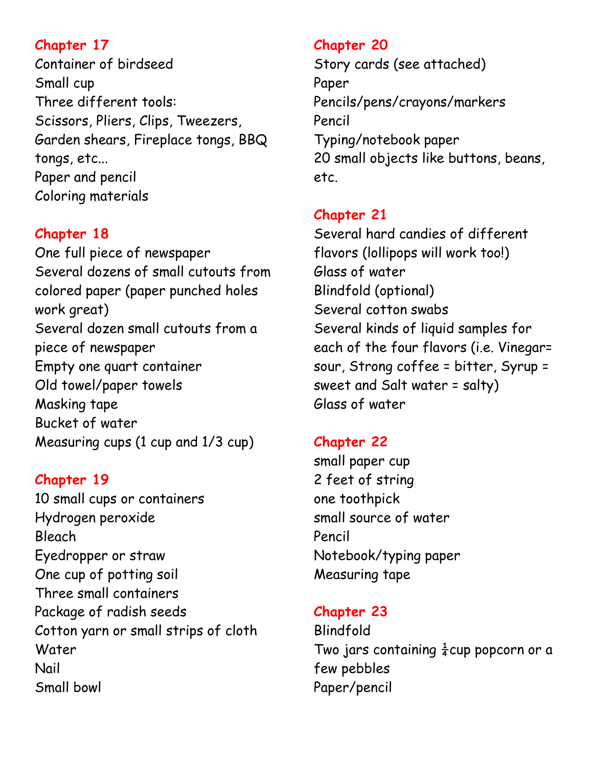## Chapter 17

Container of birdseed
Small cup
Three different tools:
Scissors, Pliers, Clips, Tweezers, Garden shears, Fireplace tongs, BBQ tongs, etc...
Paper and pencil
Coloring materials

## Chapter 18

One full piece of newspaper
Several dozens of small cutouts from colored paper (paper punched holes work great)
Several dozen small cutouts from a piece of newspaper
Empty one quart container
Old towel/paper towels
Masking tape
Bucket of water
Measuring cups (1 cup and 1/3 cup)

## Chapter 19

10 small cups or containers
Hydrogen peroxide
Bleach
Eyedropper or straw
One cup of potting soil
Three small containers
Package of radish seeds
Cotton yarn or small strips of cloth
Water
Nail
Small bowl

## Chapter 20

Story cards (see attached)
Paper
Pencils/pens/crayons/markers
Pencil
Typing/notebook paper
20 small objects like buttons, beans, etc.

## Chapter 21

Several hard candies of different flavors (lollipops will work too!)
Glass of water
Blindfold (optional)
Several cotton swabs
Several kinds of liquid samples for each of the four flavors (i.e. Vinegar= sour, Strong coffee = bitter, Syrup = sweet and Salt water = salty)
Glass of water

## Chapter 22

small paper cup
2 feet of string
one toothpick
small source of water
Pencil
Notebook/typing paper
Measuring tape

## Chapter 23

Blindfold
Two jars containing ¼cup popcorn or a few pebbles
Paper/pencil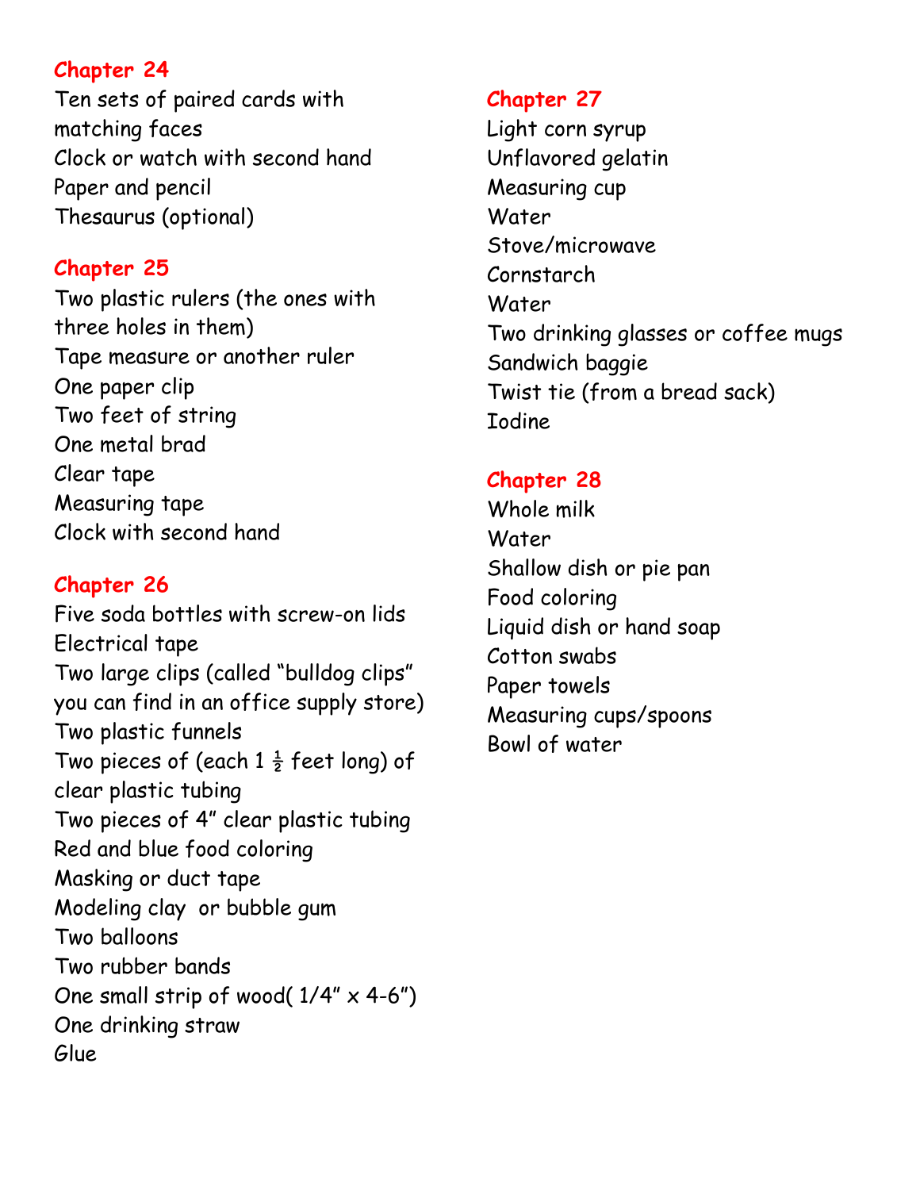## Chapter 24

Ten sets of paired cards with matching faces
Clock or watch with second hand
Paper and pencil
Thesaurus (optional)

## Chapter 25

Two plastic rulers (the ones with three holes in them)
Tape measure or another ruler
One paper clip
Two feet of string
One metal brad
Clear tape
Measuring tape
Clock with second hand

## Chapter 26

Five soda bottles with screw-on lids
Electrical tape
Two large clips (called "bulldog clips" you can find in an office supply store)
Two plastic funnels
Two pieces of (each 1 ½ feet long) of clear plastic tubing
Two pieces of 4" clear plastic tubing
Red and blue food coloring
Masking or duct tape
Modeling clay or bubble gum
Two balloons
Two rubber bands
One small strip of wood( 1/4" x 4-6")
One drinking straw
Glue

## Chapter 27

Light corn syrup
Unflavored gelatin
Measuring cup
Water
Stove/microwave
Cornstarch
Water
Two drinking glasses or coffee mugs
Sandwich baggie
Twist tie (from a bread sack)
Iodine

## Chapter 28

Whole milk
Water
Shallow dish or pie pan
Food coloring
Liquid dish or hand soap
Cotton swabs
Paper towels
Measuring cups/spoons
Bowl of water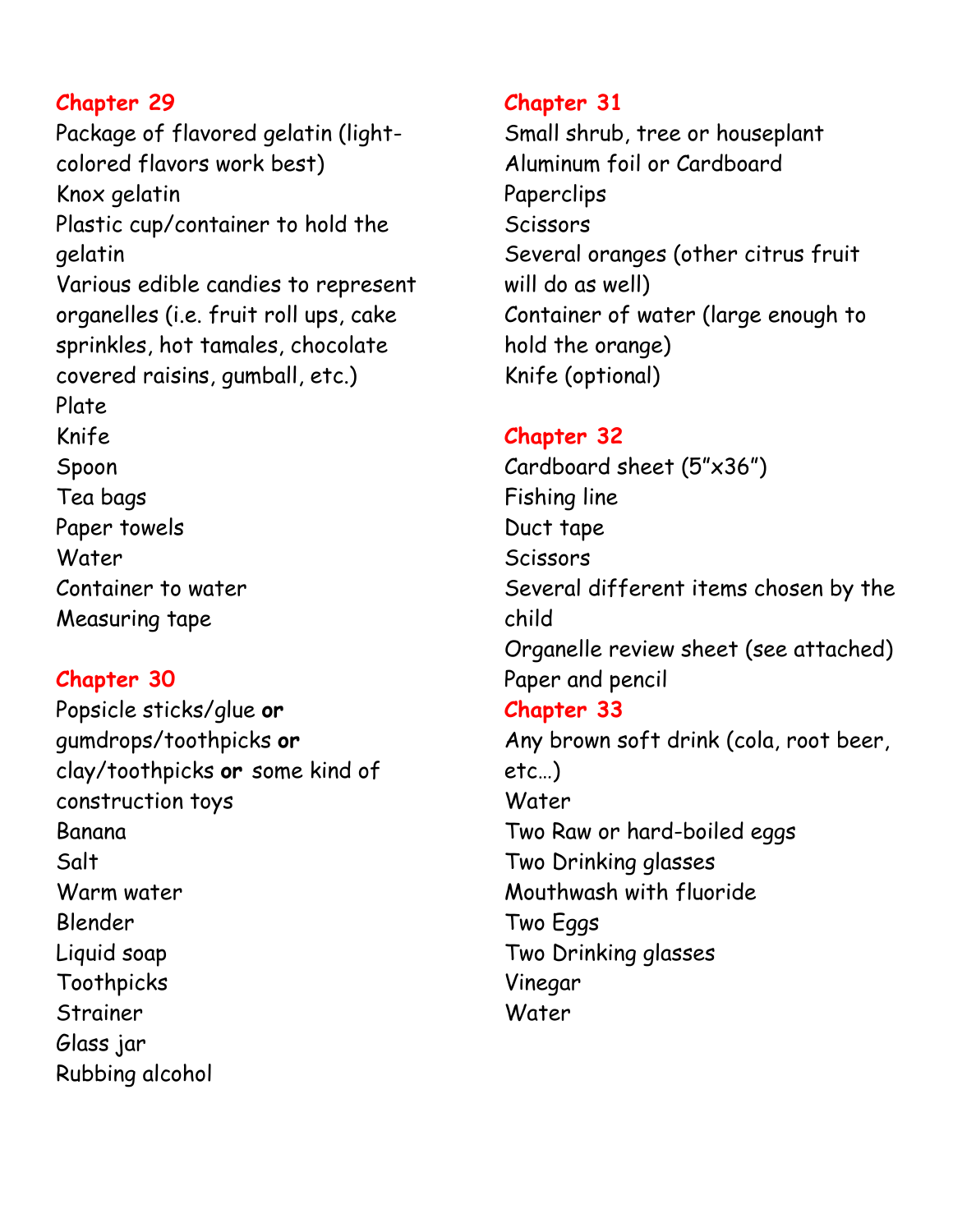## Chapter 29

Package of flavored gelatin (light-colored flavors work best)
Knox gelatin
Plastic cup/container to hold the gelatin
Various edible candies to represent organelles (i.e. fruit roll ups, cake sprinkles, hot tamales, chocolate covered raisins, gumball, etc.)
Plate
Knife
Spoon
Tea bags
Paper towels
Water
Container to water
Measuring tape

## Chapter 30

Popsicle sticks/glue **or** gumdrops/toothpicks **or** clay/toothpicks **or** some kind of construction toys
Banana
Salt
Warm water
Blender
Liquid soap
Toothpicks
Strainer
Glass jar
Rubbing alcohol

## Chapter 31

Small shrub, tree or houseplant
Aluminum foil or Cardboard
Paperclips
Scissors
Several oranges (other citrus fruit will do as well)
Container of water (large enough to hold the orange)
Knife (optional)

## Chapter 32

Cardboard sheet (5"x36")
Fishing line
Duct tape
Scissors
Several different items chosen by the child
Organelle review sheet (see attached)
Paper and pencil

## Chapter 33

Any brown soft drink (cola, root beer, etc…)
Water
Two Raw or hard-boiled eggs
Two Drinking glasses
Mouthwash with fluoride
Two Eggs
Two Drinking glasses
Vinegar
Water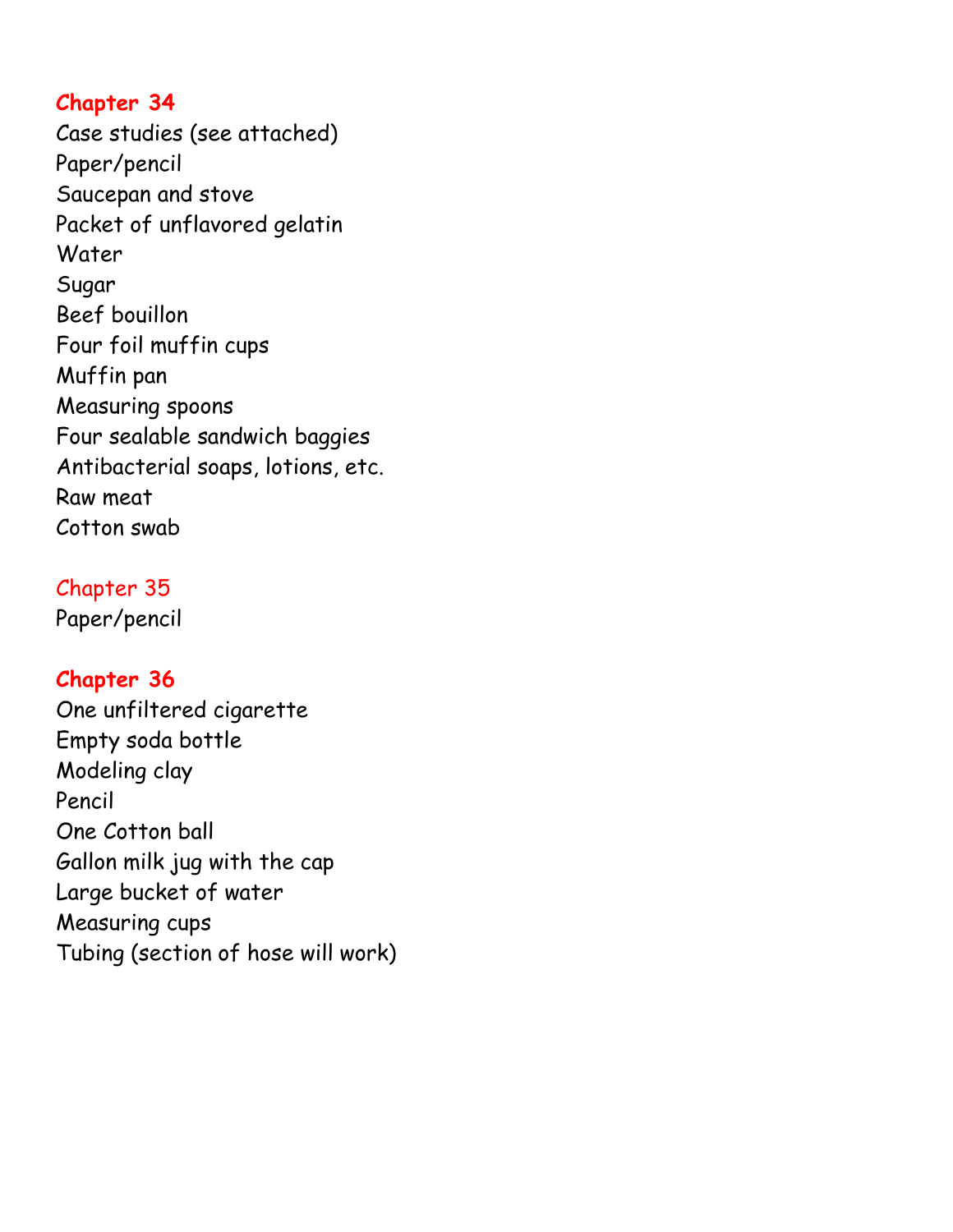## Chapter 34

Case studies (see attached)
Paper/pencil
Saucepan and stove
Packet of unflavored gelatin
Water
Sugar
Beef bouillon
Four foil muffin cups
Muffin pan
Measuring spoons
Four sealable sandwich baggies
Antibacterial soaps, lotions, etc.
Raw meat
Cotton swab

## Chapter 35

Paper/pencil

## Chapter 36

One unfiltered cigarette
Empty soda bottle
Modeling clay
Pencil
One Cotton ball
Gallon milk jug with the cap
Large bucket of water
Measuring cups
Tubing (section of hose will work)